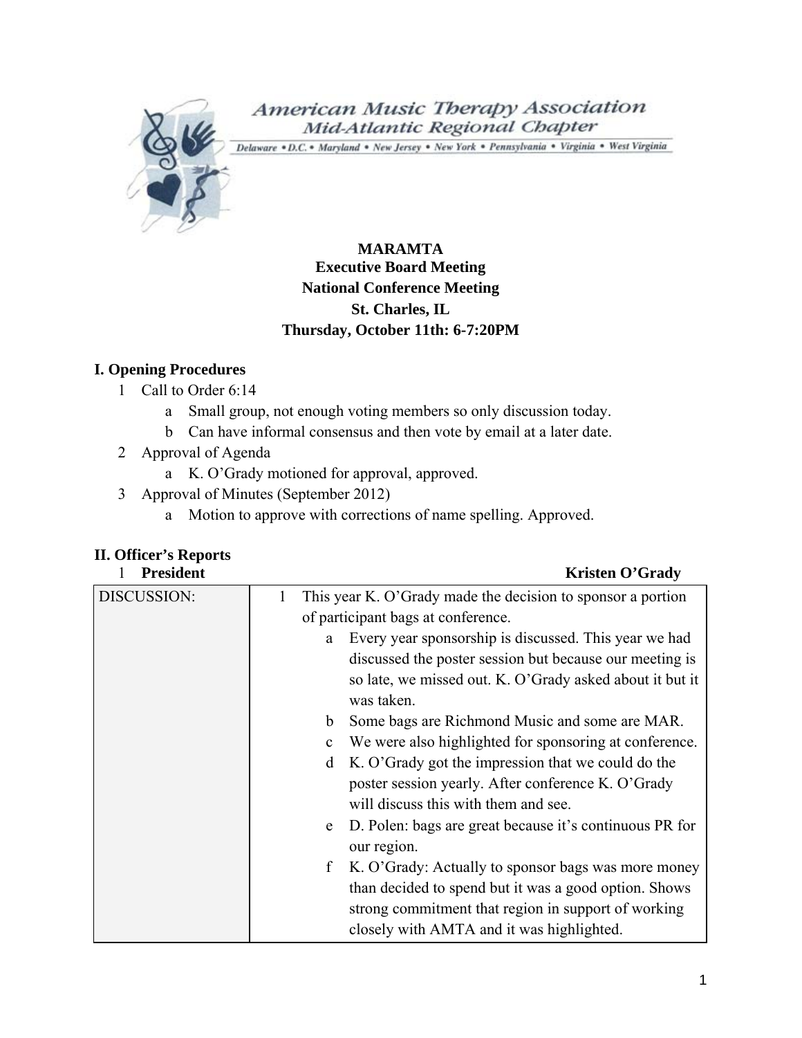American Music Therapy Association
Mid-Atlantic Regional Chapter
Delaware • D.C. • Maryland • New Jersey • New York • Pennsylvania • Virginia • West Virginia

**MARAMTA**
**Executive Board Meeting**
**National Conference Meeting**
**St. Charles, IL**
**Thursday, October 11th: 6-7:20PM**

## I. Opening Procedures

1. Call to Order 6:14
   a. Small group, not enough voting members so only discussion today.
   b. Can have informal consensus and then vote by email at a later date.
2. Approval of Agenda
   a. K. O'Grady motioned for approval, approved.
3. Approval of Minutes (September 2012)
   a. Motion to approve with corrections of name spelling. Approved.

## II. Officer's Reports

1. **President** **Kristen O'Grady**

| DISCUSSION: | 1. This year K. O'Grady made the decision to sponsor a portion of participant bags at conference.<br>a. Every year sponsorship is discussed. This year we had discussed the poster session but because our meeting is so late, we missed out. K. O'Grady asked about it but it was taken.<br>b. Some bags are Richmond Music and some are MAR.<br>c. We were also highlighted for sponsoring at conference.<br>d. K. O'Grady got the impression that we could do the poster session yearly. After conference K. O'Grady will discuss this with them and see.<br>e. D. Polen: bags are great because it's continuous PR for our region.<br>f. K. O'Grady: Actually to sponsor bags was more money than decided to spend but it was a good option. Shows strong commitment that region in support of working closely with AMTA and it was highlighted. |
|---|---|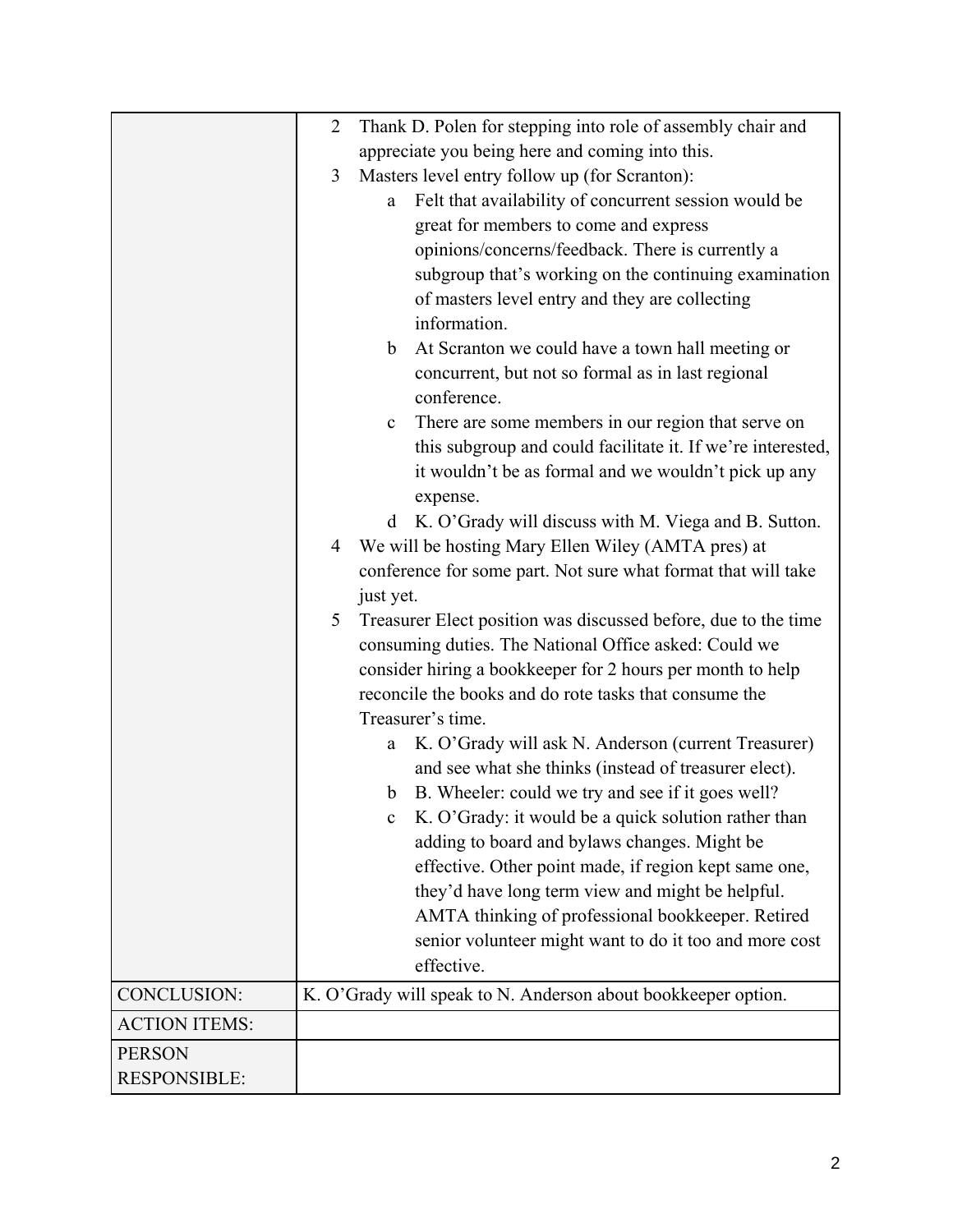| | |
|---|---|
| | 2 Thank D. Polen for stepping into role of assembly chair and appreciate you being here and coming into this.<br>3 Masters level entry follow up (for Scranton):<br>a Felt that availability of concurrent session would be great for members to come and express opinions/concerns/feedback. There is currently a subgroup that's working on the continuing examination of masters level entry and they are collecting information.<br>b At Scranton we could have a town hall meeting or concurrent, but not so formal as in last regional conference.<br>c There are some members in our region that serve on this subgroup and could facilitate it. If we're interested, it wouldn't be as formal and we wouldn't pick up any expense.<br>d K. O'Grady will discuss with M. Viega and B. Sutton.<br>4 We will be hosting Mary Ellen Wiley (AMTA pres) at conference for some part. Not sure what format that will take just yet.<br>5 Treasurer Elect position was discussed before, due to the time consuming duties. The National Office asked: Could we consider hiring a bookkeeper for 2 hours per month to help reconcile the books and do rote tasks that consume the Treasurer's time.<br>a K. O'Grady will ask N. Anderson (current Treasurer) and see what she thinks (instead of treasurer elect).<br>b B. Wheeler: could we try and see if it goes well?<br>c K. O'Grady: it would be a quick solution rather than adding to board and bylaws changes. Might be effective. Other point made, if region kept same one, they'd have long term view and might be helpful. AMTA thinking of professional bookkeeper. Retired senior volunteer might want to do it too and more cost effective. |
| CONCLUSION: | K. O'Grady will speak to N. Anderson about bookkeeper option. |
| ACTION ITEMS: | |
| PERSON RESPONSIBLE: | |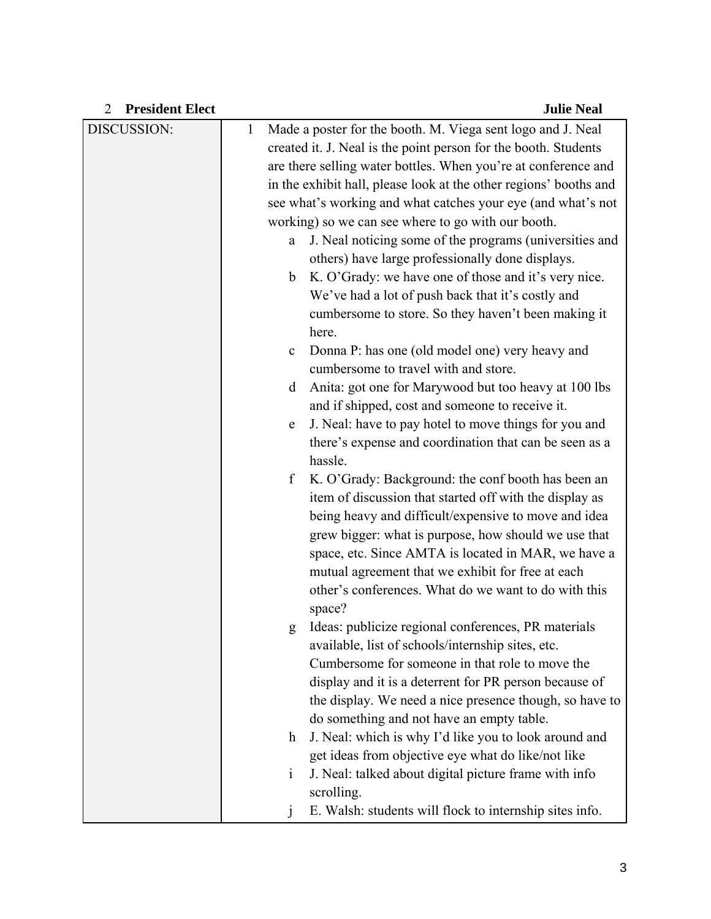## 2 **President Elect** **Julie Neal**

| DISCUSSION: | 1 Made a poster for the booth. M. Viega sent logo and J. Neal created it. J. Neal is the point person for the booth. Students are there selling water bottles. When you're at conference and in the exhibit hall, please look at the other regions' booths and see what's working and what catches your eye (and what's not working) so we can see where to go with our booth.<br>a J. Neal noticing some of the programs (universities and others) have large professionally done displays.<br>b K. O'Grady: we have one of those and it's very nice. We've had a lot of push back that it's costly and cumbersome to store. So they haven't been making it here.<br>c Donna P: has one (old model one) very heavy and cumbersome to travel with and store.<br>d Anita: got one for Marywood but too heavy at 100 lbs and if shipped, cost and someone to receive it.<br>e J. Neal: have to pay hotel to move things for you and there's expense and coordination that can be seen as a hassle.<br>f K. O'Grady: Background: the conf booth has been an item of discussion that started off with the display as being heavy and difficult/expensive to move and idea grew bigger: what is purpose, how should we use that space, etc. Since AMTA is located in MAR, we have a mutual agreement that we exhibit for free at each other's conferences. What do we want to do with this space?<br>g Ideas: publicize regional conferences, PR materials available, list of schools/internship sites, etc. Cumbersome for someone in that role to move the display and it is a deterrent for PR person because of the display. We need a nice presence though, so have to do something and not have an empty table.<br>h J. Neal: which is why I'd like you to look around and get ideas from objective eye what do like/not like<br>i J. Neal: talked about digital picture frame with info scrolling.<br>j E. Walsh: students will flock to internship sites info. |
|---|---|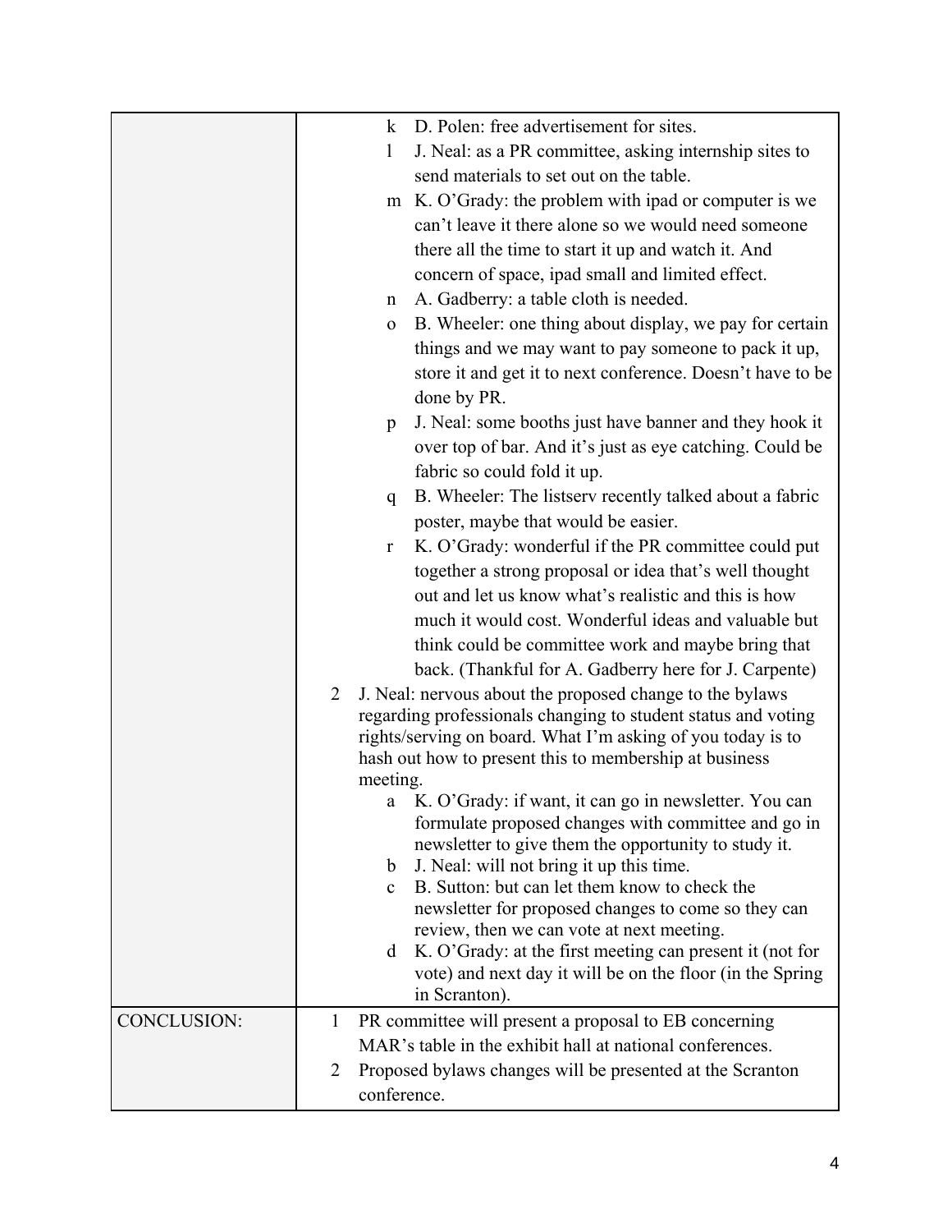| | |
|---|---|
| | k D. Polen: free advertisement for sites.<br>l J. Neal: as a PR committee, asking internship sites to send materials to set out on the table.<br>m K. O'Grady: the problem with ipad or computer is we can't leave it there alone so we would need someone there all the time to start it up and watch it. And concern of space, ipad small and limited effect.<br>n A. Gadberry: a table cloth is needed.<br>o B. Wheeler: one thing about display, we pay for certain things and we may want to pay someone to pack it up, store it and get it to next conference. Doesn't have to be done by PR.<br>p J. Neal: some booths just have banner and they hook it over top of bar. And it's just as eye catching. Could be fabric so could fold it up.<br>q B. Wheeler: The listserv recently talked about a fabric poster, maybe that would be easier.<br>r K. O'Grady: wonderful if the PR committee could put together a strong proposal or idea that's well thought out and let us know what's realistic and this is how much it would cost. Wonderful ideas and valuable but think could be committee work and maybe bring that back. (Thankful for A. Gadberry here for J. Carpente)<br>2 J. Neal: nervous about the proposed change to the bylaws regarding professionals changing to student status and voting rights/serving on board. What I'm asking of you today is to hash out how to present this to membership at business meeting.<br>a K. O'Grady: if want, it can go in newsletter. You can formulate proposed changes with committee and go in newsletter to give them the opportunity to study it.<br>b J. Neal: will not bring it up this time.<br>c B. Sutton: but can let them know to check the newsletter for proposed changes to come so they can review, then we can vote at next meeting.<br>d K. O'Grady: at the first meeting can present it (not for vote) and next day it will be on the floor (in the Spring in Scranton). |
| CONCLUSION: | 1 PR committee will present a proposal to EB concerning MAR's table in the exhibit hall at national conferences.<br>2 Proposed bylaws changes will be presented at the Scranton conference. |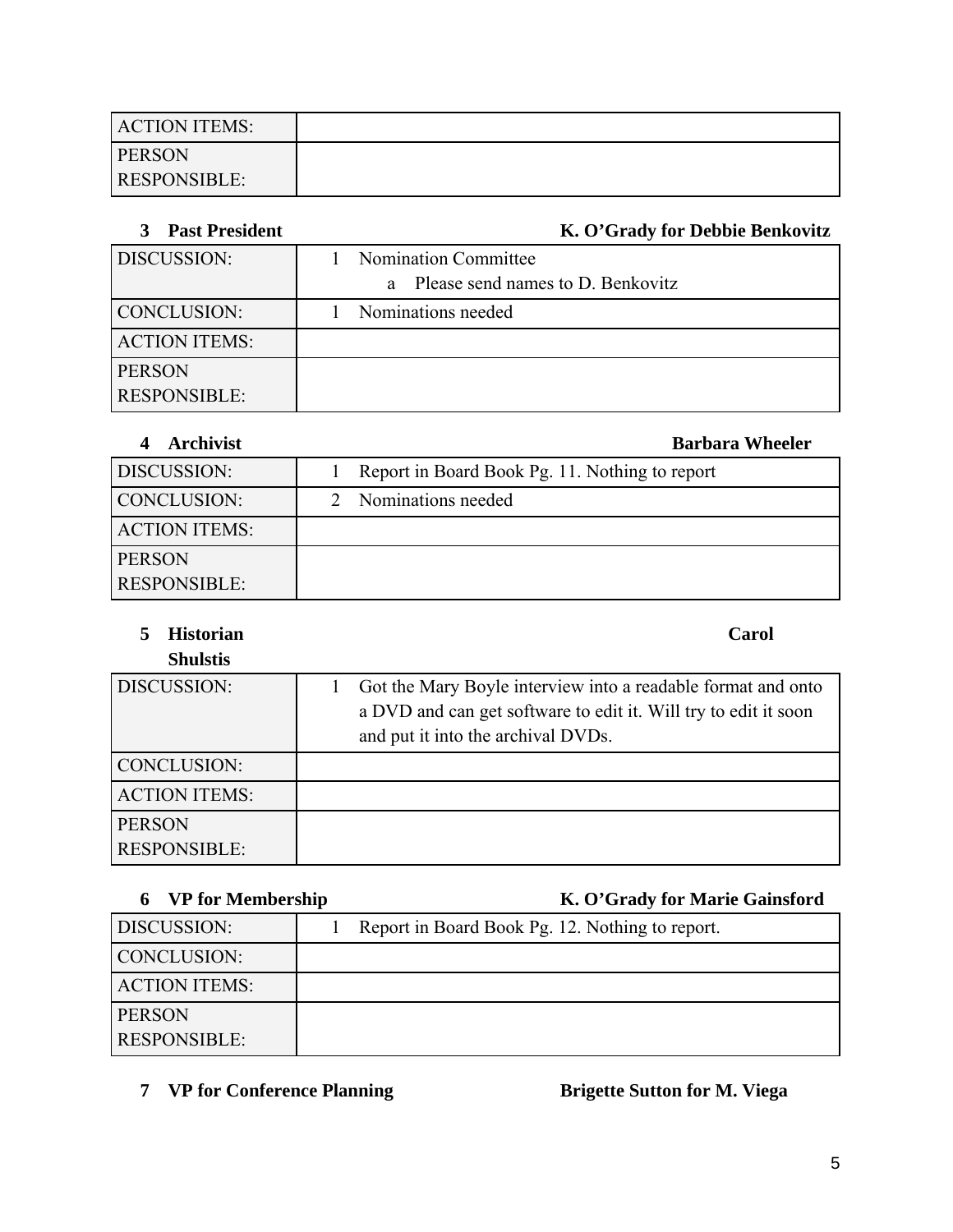| ACTION ITEMS: | |
|---|---|
| PERSON RESPONSIBLE: | |

**3 Past President** **K. O'Grady for Debbie Benkovitz**

| DISCUSSION: | 1 Nomination Committee<br>a Please send names to D. Benkovitz |
|---|---|
| CONCLUSION: | 1 Nominations needed |
| ACTION ITEMS: | |
| PERSON RESPONSIBLE: | |

**4 Archivist** **Barbara Wheeler**

| DISCUSSION: | 1 Report in Board Book Pg. 11. Nothing to report |
|---|---|
| CONCLUSION: | 2 Nominations needed |
| ACTION ITEMS: | |
| PERSON RESPONSIBLE: | |

**5 Historian** **Carol Shulstis**

| DISCUSSION: | 1 Got the Mary Boyle interview into a readable format and onto a DVD and can get software to edit it. Will try to edit it soon and put it into the archival DVDs. |
|---|---|
| CONCLUSION: | |
| ACTION ITEMS: | |
| PERSON RESPONSIBLE: | |

**6 VP for Membership** **K. O'Grady for Marie Gainsford**

| DISCUSSION: | 1 Report in Board Book Pg. 12. Nothing to report. |
|---|---|
| CONCLUSION: | |
| ACTION ITEMS: | |
| PERSON RESPONSIBLE: | |

**7 VP for Conference Planning** **Brigette Sutton for M. Viega**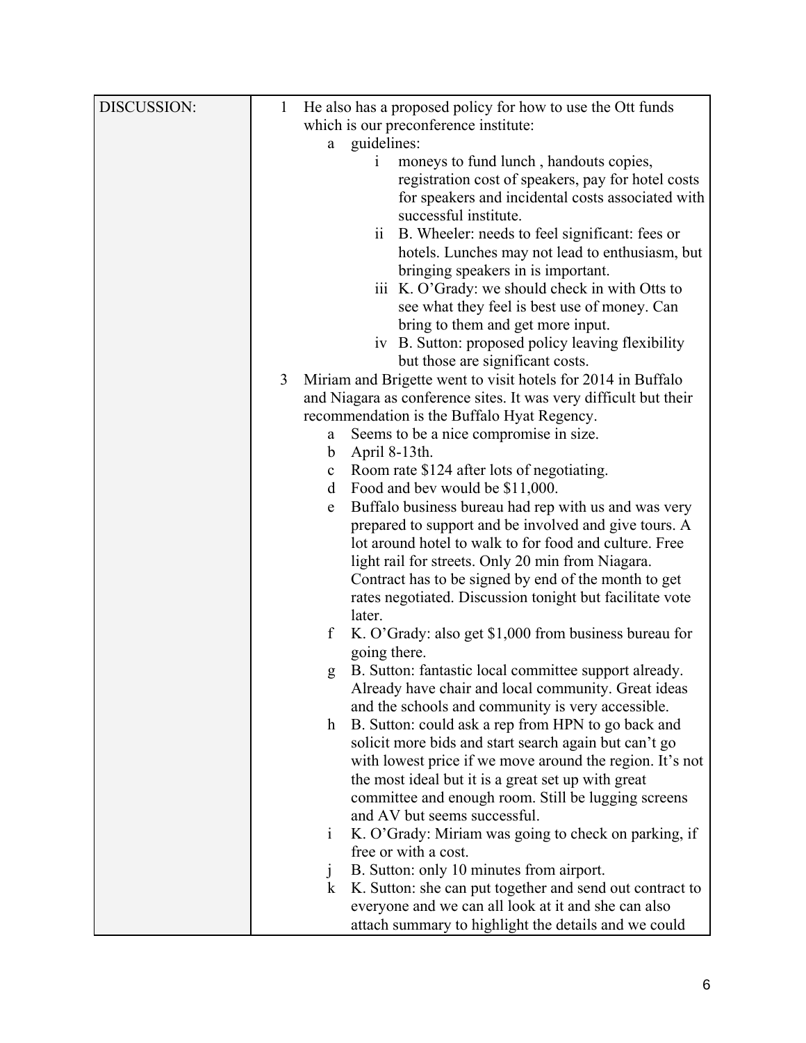| DISCUSSION: | 1 He also has a proposed policy for how to use the Ott funds which is our preconference institute:<br>a guidelines:<br>i moneys to fund lunch , handouts copies, registration cost of speakers, pay for hotel costs for speakers and incidental costs associated with successful institute.<br>ii B. Wheeler: needs to feel significant: fees or hotels. Lunches may not lead to enthusiasm, but bringing speakers in is important.<br>iii K. O'Grady: we should check in with Otts to see what they feel is best use of money. Can bring to them and get more input.<br>iv B. Sutton: proposed policy leaving flexibility but those are significant costs.<br>3 Miriam and Brigette went to visit hotels for 2014 in Buffalo and Niagara as conference sites. It was very difficult but their recommendation is the Buffalo Hyat Regency.<br>a Seems to be a nice compromise in size.<br>b April 8-13th.<br>c Room rate $124 after lots of negotiating.<br>d Food and bev would be $11,000.<br>e Buffalo business bureau had rep with us and was very prepared to support and be involved and give tours. A lot around hotel to walk to for food and culture. Free light rail for streets. Only 20 min from Niagara. Contract has to be signed by end of the month to get rates negotiated. Discussion tonight but facilitate vote later.<br>f K. O'Grady: also get $1,000 from business bureau for going there.<br>g B. Sutton: fantastic local committee support already. Already have chair and local community. Great ideas and the schools and community is very accessible.<br>h B. Sutton: could ask a rep from HPN to go back and solicit more bids and start search again but can't go with lowest price if we move around the region. It's not the most ideal but it is a great set up with great committee and enough room. Still be lugging screens and AV but seems successful.<br>i K. O'Grady: Miriam was going to check on parking, if free or with a cost.<br>j B. Sutton: only 10 minutes from airport.<br>k K. Sutton: she can put together and send out contract to everyone and we can all look at it and she can also attach summary to highlight the details and we could |
|---|---|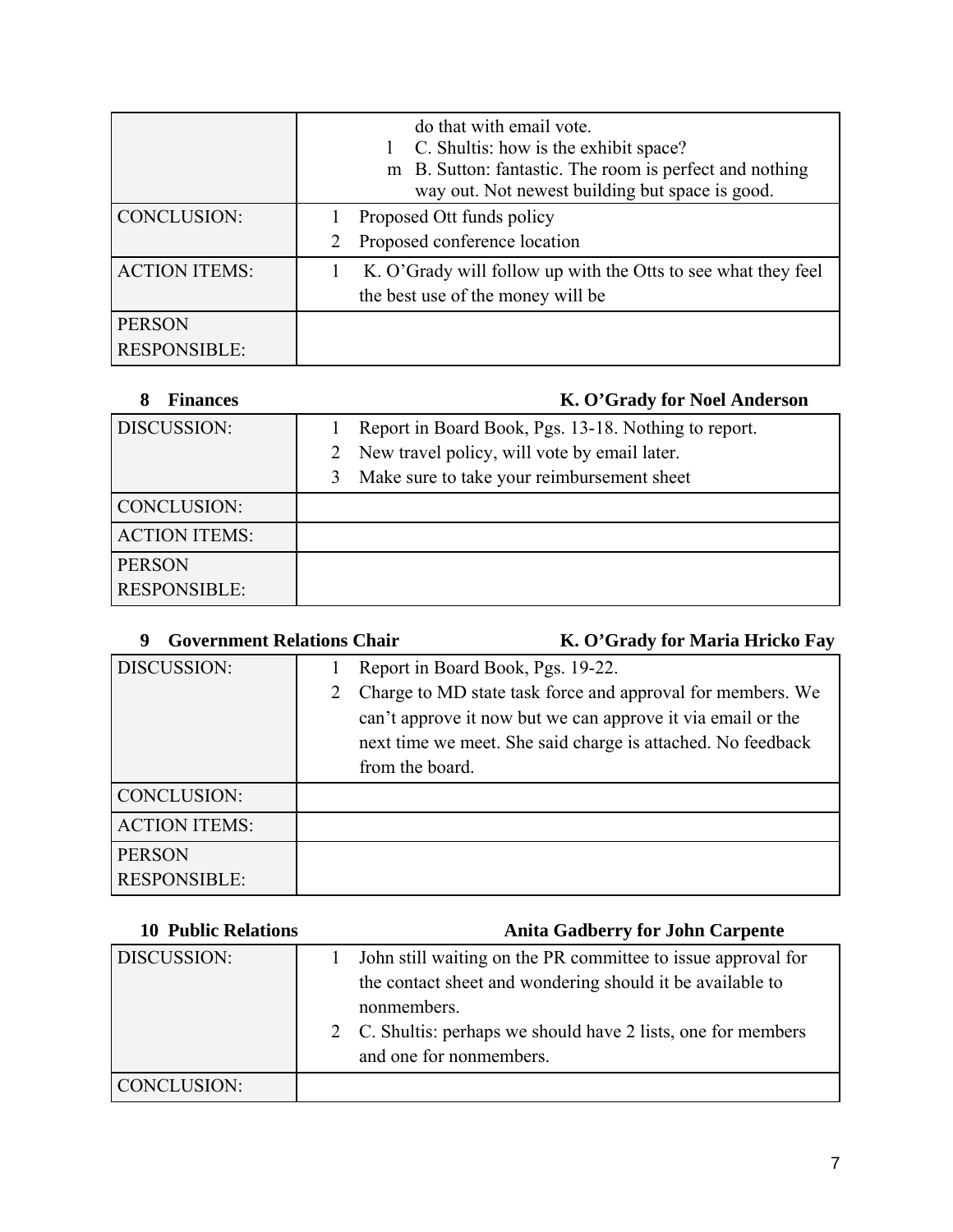| | |
|---|---|
| | do that with email vote.<br>l C. Shultis: how is the exhibit space?<br>m B. Sutton: fantastic. The room is perfect and nothing way out. Not newest building but space is good. |
| CONCLUSION: | 1 Proposed Ott funds policy<br>2 Proposed conference location |
| ACTION ITEMS: | 1 K. O'Grady will follow up with the Otts to see what they feel the best use of the money will be |
| PERSON RESPONSIBLE: | |

**8 Finances** — **K. O'Grady for Noel Anderson**

| | |
|---|---|
| DISCUSSION: | 1 Report in Board Book, Pgs. 13-18. Nothing to report.<br>2 New travel policy, will vote by email later.<br>3 Make sure to take your reimbursement sheet |
| CONCLUSION: | |
| ACTION ITEMS: | |
| PERSON RESPONSIBLE: | |

**9 Government Relations Chair** — **K. O'Grady for Maria Hricko Fay**

| | |
|---|---|
| DISCUSSION: | 1 Report in Board Book, Pgs. 19-22.<br>2 Charge to MD state task force and approval for members. We can't approve it now but we can approve it via email or the next time we meet. She said charge is attached. No feedback from the board. |
| CONCLUSION: | |
| ACTION ITEMS: | |
| PERSON RESPONSIBLE: | |

**10 Public Relations** — **Anita Gadberry for John Carpente**

| | |
|---|---|
| DISCUSSION: | 1 John still waiting on the PR committee to issue approval for the contact sheet and wondering should it be available to nonmembers.<br>2 C. Shultis: perhaps we should have 2 lists, one for members and one for nonmembers. |
| CONCLUSION: | |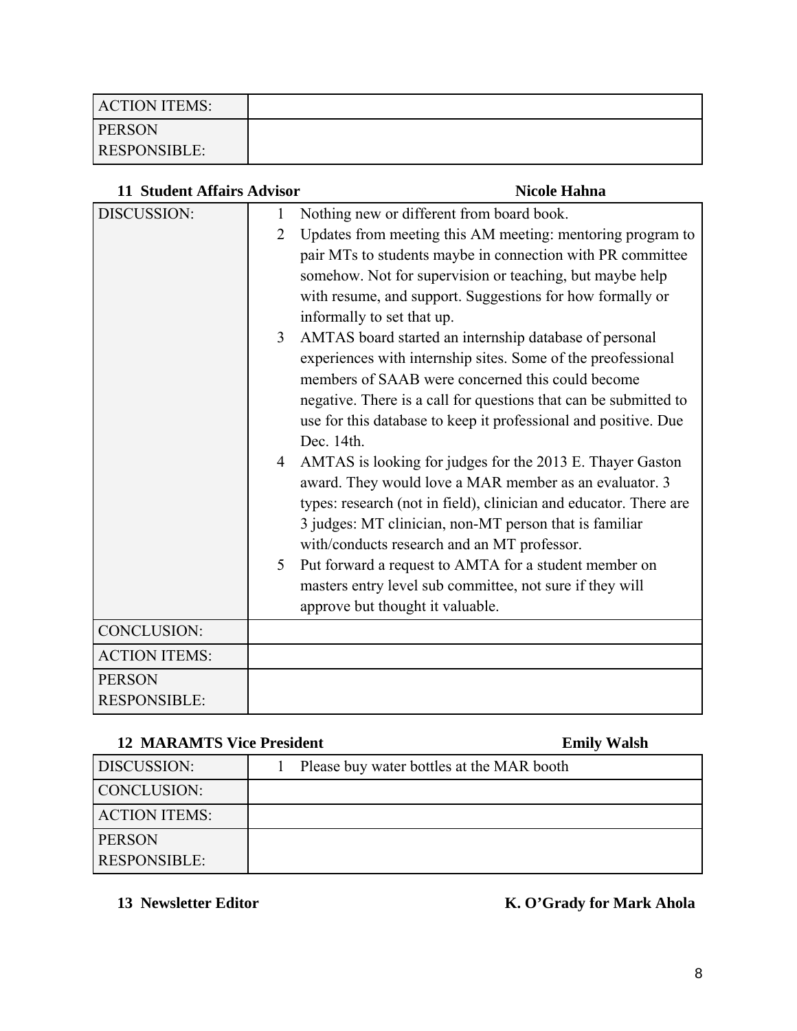| ACTION ITEMS: | |
|---|---|
| PERSON RESPONSIBLE: | |

**11 Student Affairs Advisor** **Nicole Hahna**

| DISCUSSION: | 1 Nothing new or different from board book.<br>2 Updates from meeting this AM meeting: mentoring program to pair MTs to students maybe in connection with PR committee somehow. Not for supervision or teaching, but maybe help with resume, and support. Suggestions for how formally or informally to set that up.<br>3 AMTAS board started an internship database of personal experiences with internship sites. Some of the preofessional members of SAAB were concerned this could become negative. There is a call for questions that can be submitted to use for this database to keep it professional and positive. Due Dec. 14th.<br>4 AMTAS is looking for judges for the 2013 E. Thayer Gaston award. They would love a MAR member as an evaluator. 3 types: research (not in field), clinician and educator. There are 3 judges: MT clinician, non-MT person that is familiar with/conducts research and an MT professor.<br>5 Put forward a request to AMTA for a student member on masters entry level sub committee, not sure if they will approve but thought it valuable. |
|---|---|
| CONCLUSION: | |
| ACTION ITEMS: | |
| PERSON RESPONSIBLE: | |

**12 MARAMTS Vice President** **Emily Walsh**

| DISCUSSION: | 1 Please buy water bottles at the MAR booth |
|---|---|
| CONCLUSION: | |
| ACTION ITEMS: | |
| PERSON RESPONSIBLE: | |

**13 Newsletter Editor** **K. O'Grady for Mark Ahola**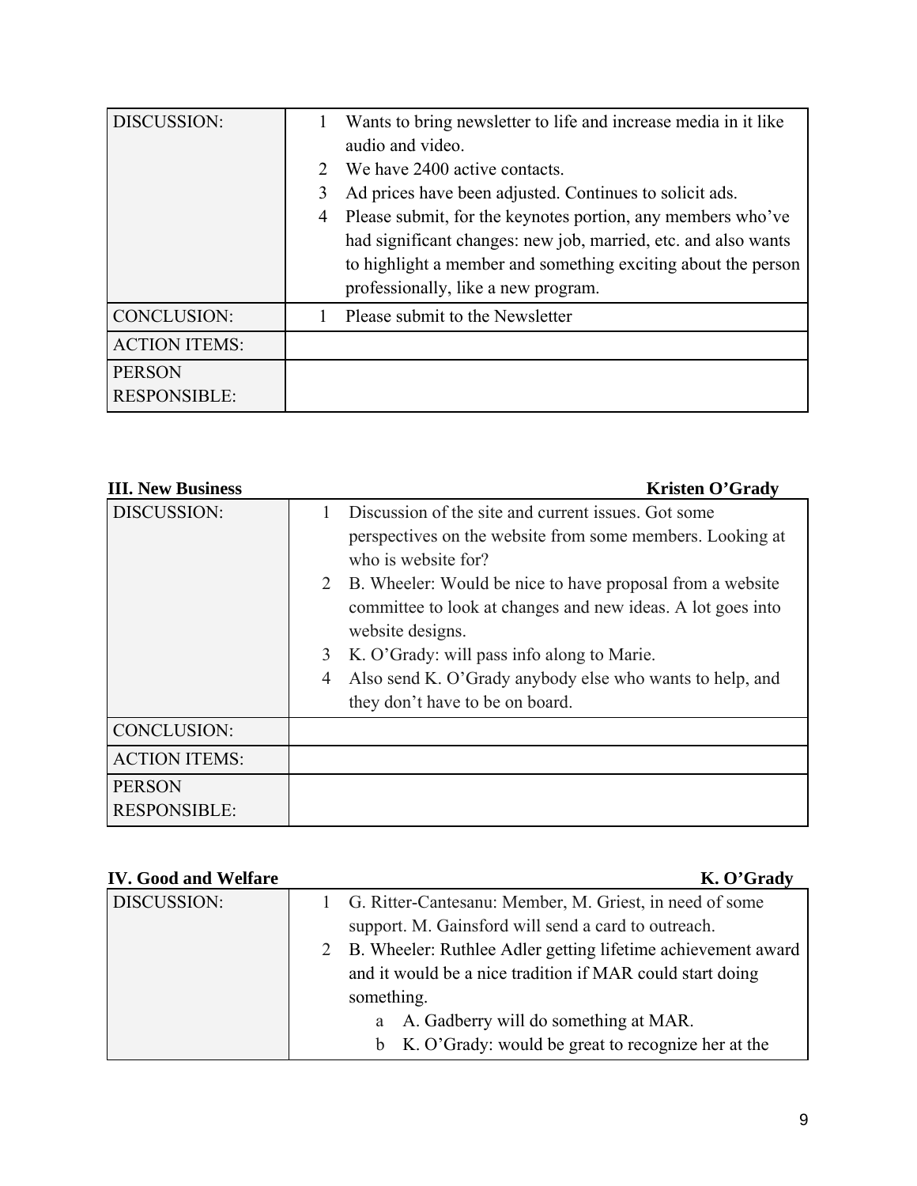| DISCUSSION: | 1 Wants to bring newsletter to life and increase media in it like audio and video.<br>2 We have 2400 active contacts.<br>3 Ad prices have been adjusted. Continues to solicit ads.<br>4 Please submit, for the keynotes portion, any members who've had significant changes: new job, married, etc. and also wants to highlight a member and something exciting about the person professionally, like a new program. |
|---|---|
| CONCLUSION: | 1 Please submit to the Newsletter |
| ACTION ITEMS: | |
| PERSON RESPONSIBLE: | |

**III. New Business** **Kristen O'Grady**

| DISCUSSION: | 1 Discussion of the site and current issues. Got some perspectives on the website from some members. Looking at who is website for?<br>2 B. Wheeler: Would be nice to have proposal from a website committee to look at changes and new ideas. A lot goes into website designs.<br>3 K. O'Grady: will pass info along to Marie.<br>4 Also send K. O'Grady anybody else who wants to help, and they don't have to be on board. |
|---|---|
| CONCLUSION: | |
| ACTION ITEMS: | |
| PERSON RESPONSIBLE: | |

**IV. Good and Welfare** **K. O'Grady**

| DISCUSSION: | 1 G. Ritter-Cantesanu: Member, M. Griest, in need of some support. M. Gainsford will send a card to outreach.<br>2 B. Wheeler: Ruthlee Adler getting lifetime achievement award and it would be a nice tradition if MAR could start doing something.<br>a A. Gadberry will do something at MAR.<br>b K. O'Grady: would be great to recognize her at the |
|---|---|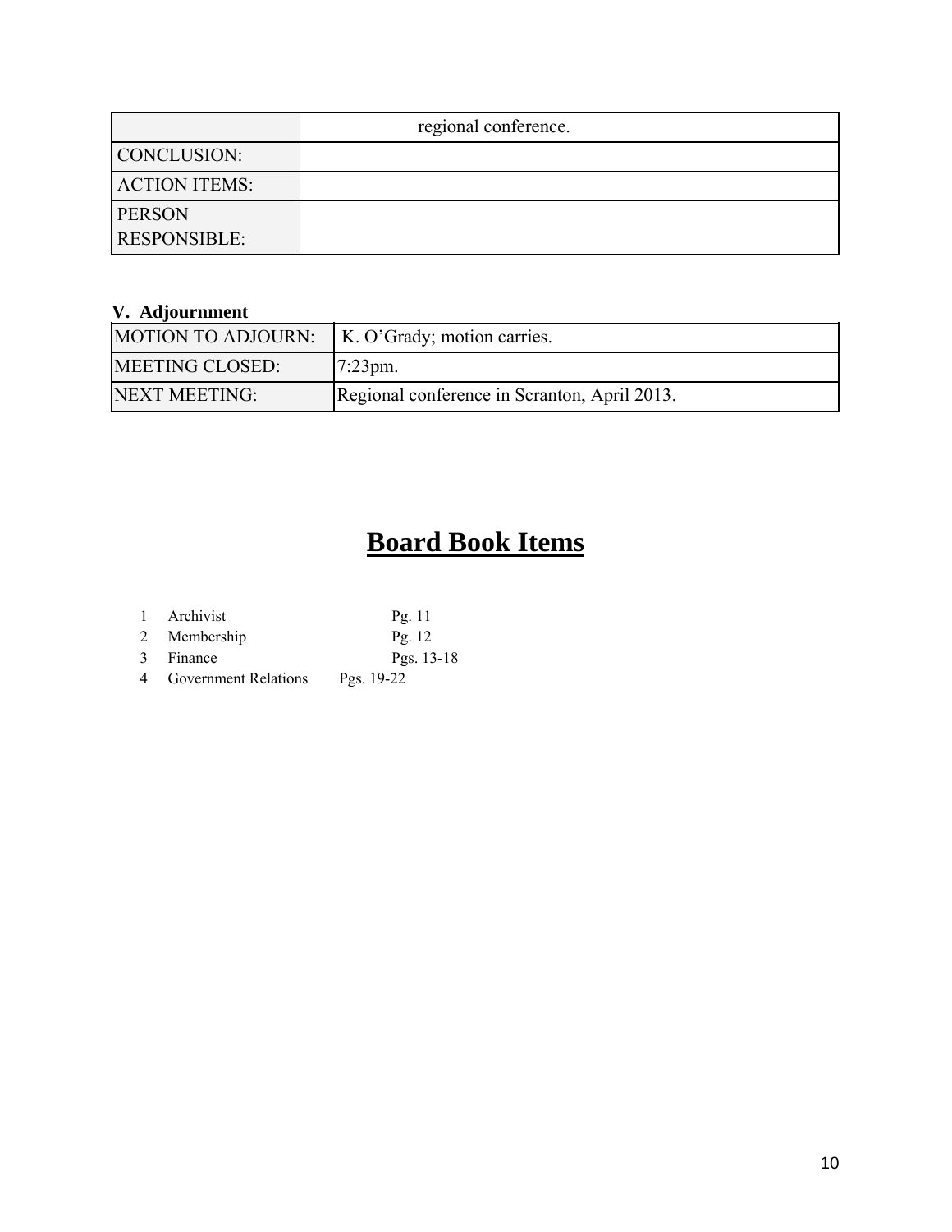| | regional conference. |
|---|---|
| CONCLUSION: | |
| ACTION ITEMS: | |
| PERSON RESPONSIBLE: | |

**V. Adjournment**

| MOTION TO ADJOURN: | K. O'Grady; motion carries. |
|---|---|
| MEETING CLOSED: | 7:23pm. |
| NEXT MEETING: | Regional conference in Scranton, April 2013. |

# **Board Book Items**

| | | |
|---|---|---|
| 1 | Archivist | Pg. 11 |
| 2 | Membership | Pg. 12 |
| 3 | Finance | Pgs. 13-18 |
| 4 | Government Relations | Pgs. 19-22 |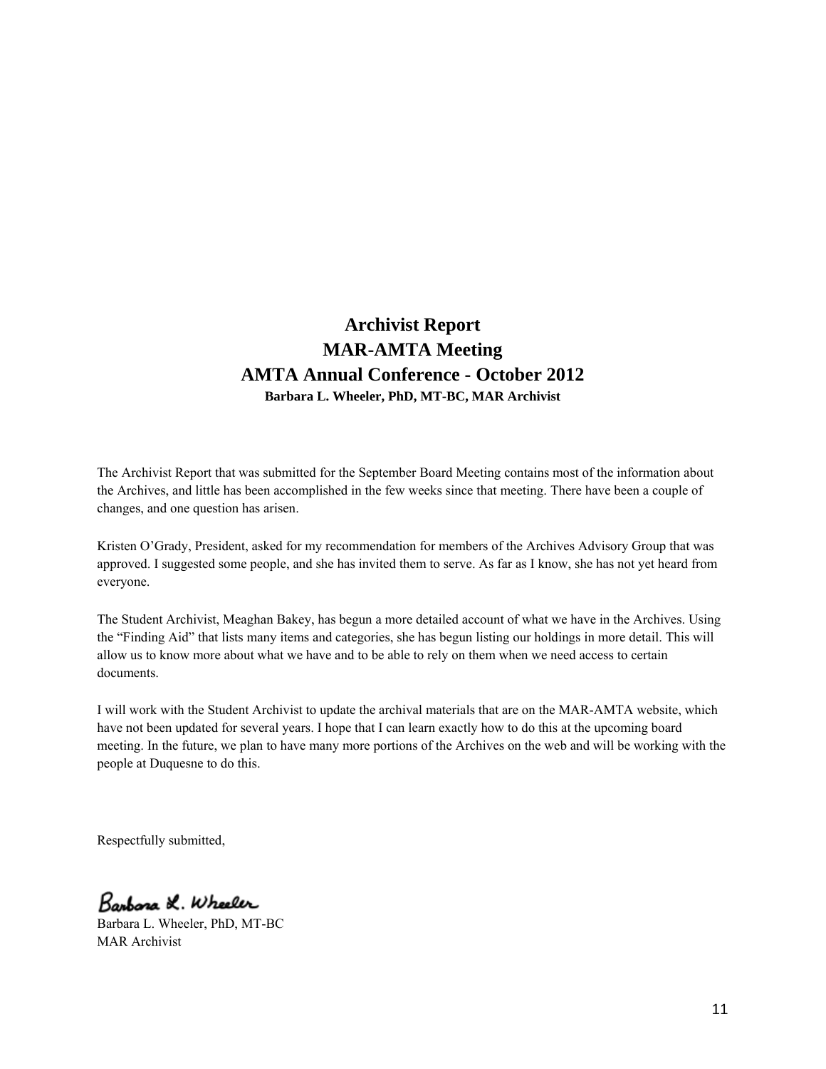# Archivist Report
# MAR-AMTA Meeting
# AMTA Annual Conference - October 2012

**Barbara L. Wheeler, PhD, MT-BC, MAR Archivist**

The Archivist Report that was submitted for the September Board Meeting contains most of the information about the Archives, and little has been accomplished in the few weeks since that meeting. There have been a couple of changes, and one question has arisen.

Kristen O'Grady, President, asked for my recommendation for members of the Archives Advisory Group that was approved. I suggested some people, and she has invited them to serve. As far as I know, she has not yet heard from everyone.

The Student Archivist, Meaghan Bakey, has begun a more detailed account of what we have in the Archives. Using the "Finding Aid" that lists many items and categories, she has begun listing our holdings in more detail. This will allow us to know more about what we have and to be able to rely on them when we need access to certain documents.

I will work with the Student Archivist to update the archival materials that are on the MAR-AMTA website, which have not been updated for several years. I hope that I can learn exactly how to do this at the upcoming board meeting. In the future, we plan to have many more portions of the Archives on the web and will be working with the people at Duquesne to do this.

Respectfully submitted,

Barbara L. Wheeler

Barbara L. Wheeler, PhD, MT-BC
MAR Archivist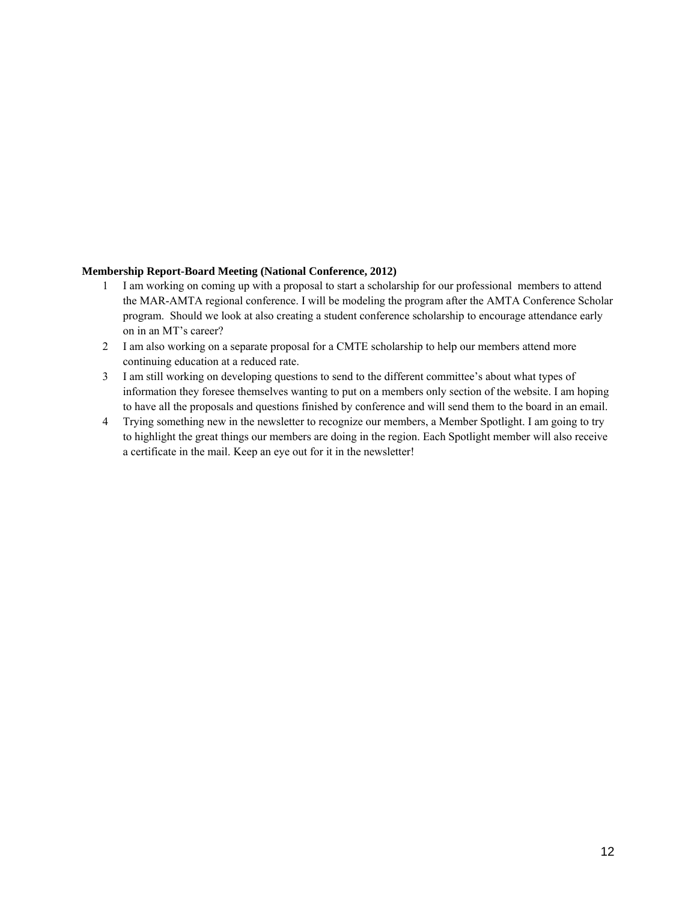**Membership Report-Board Meeting (National Conference, 2012)**

1. I am working on coming up with a proposal to start a scholarship for our professional members to attend the MAR-AMTA regional conference. I will be modeling the program after the AMTA Conference Scholar program. Should we look at also creating a student conference scholarship to encourage attendance early on in an MT's career?
2. I am also working on a separate proposal for a CMTE scholarship to help our members attend more continuing education at a reduced rate.
3. I am still working on developing questions to send to the different committee's about what types of information they foresee themselves wanting to put on a members only section of the website. I am hoping to have all the proposals and questions finished by conference and will send them to the board in an email.
4. Trying something new in the newsletter to recognize our members, a Member Spotlight. I am going to try to highlight the great things our members are doing in the region. Each Spotlight member will also receive a certificate in the mail. Keep an eye out for it in the newsletter!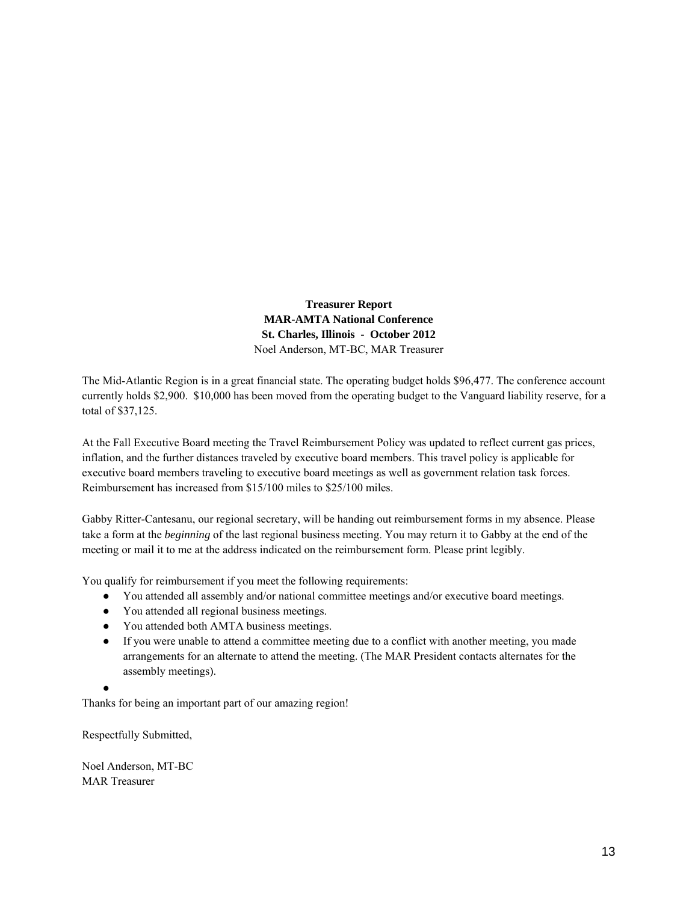**Treasurer Report**
**MAR-AMTA National Conference**
**St. Charles, Illinois - October 2012**
Noel Anderson, MT-BC, MAR Treasurer

The Mid-Atlantic Region is in a great financial state. The operating budget holds $96,477. The conference account currently holds $2,900. $10,000 has been moved from the operating budget to the Vanguard liability reserve, for a total of $37,125.

At the Fall Executive Board meeting the Travel Reimbursement Policy was updated to reflect current gas prices, inflation, and the further distances traveled by executive board members. This travel policy is applicable for executive board members traveling to executive board meetings as well as government relation task forces. Reimbursement has increased from $15/100 miles to $25/100 miles.

Gabby Ritter-Cantesanu, our regional secretary, will be handing out reimbursement forms in my absence. Please take a form at the *beginning* of the last regional business meeting. You may return it to Gabby at the end of the meeting or mail it to me at the address indicated on the reimbursement form. Please print legibly.

You qualify for reimbursement if you meet the following requirements:

- You attended all assembly and/or national committee meetings and/or executive board meetings.
- You attended all regional business meetings.
- You attended both AMTA business meetings.
- If you were unable to attend a committee meeting due to a conflict with another meeting, you made arrangements for an alternate to attend the meeting. (The MAR President contacts alternates for the assembly meetings).

Thanks for being an important part of our amazing region!

Respectfully Submitted,

Noel Anderson, MT-BC
MAR Treasurer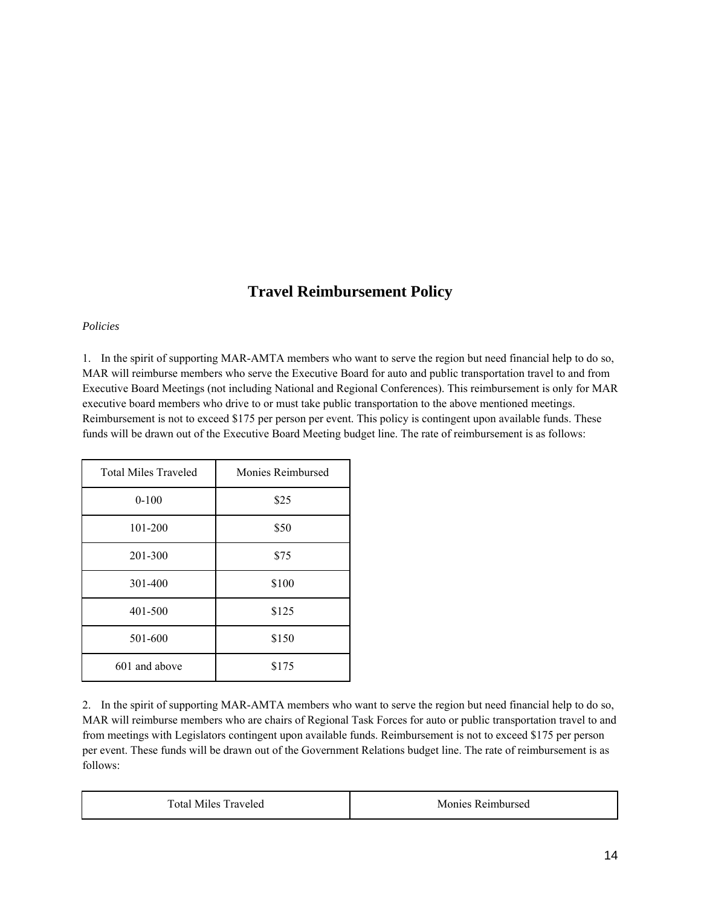## Travel Reimbursement Policy

*Policies*

1. In the spirit of supporting MAR-AMTA members who want to serve the region but need financial help to do so, MAR will reimburse members who serve the Executive Board for auto and public transportation travel to and from Executive Board Meetings (not including National and Regional Conferences). This reimbursement is only for MAR executive board members who drive to or must take public transportation to the above mentioned meetings. Reimbursement is not to exceed $175 per person per event. This policy is contingent upon available funds. These funds will be drawn out of the Executive Board Meeting budget line. The rate of reimbursement is as follows:

| Total Miles Traveled | Monies Reimbursed |
|---|---|
| 0-100 | $25 |
| 101-200 | $50 |
| 201-300 | $75 |
| 301-400 | $100 |
| 401-500 | $125 |
| 501-600 | $150 |
| 601 and above | $175 |

2. In the spirit of supporting MAR-AMTA members who want to serve the region but need financial help to do so, MAR will reimburse members who are chairs of Regional Task Forces for auto or public transportation travel to and from meetings with Legislators contingent upon available funds. Reimbursement is not to exceed $175 per person per event. These funds will be drawn out of the Government Relations budget line. The rate of reimbursement is as follows:

| Total Miles Traveled | Monies Reimbursed |
|---|---|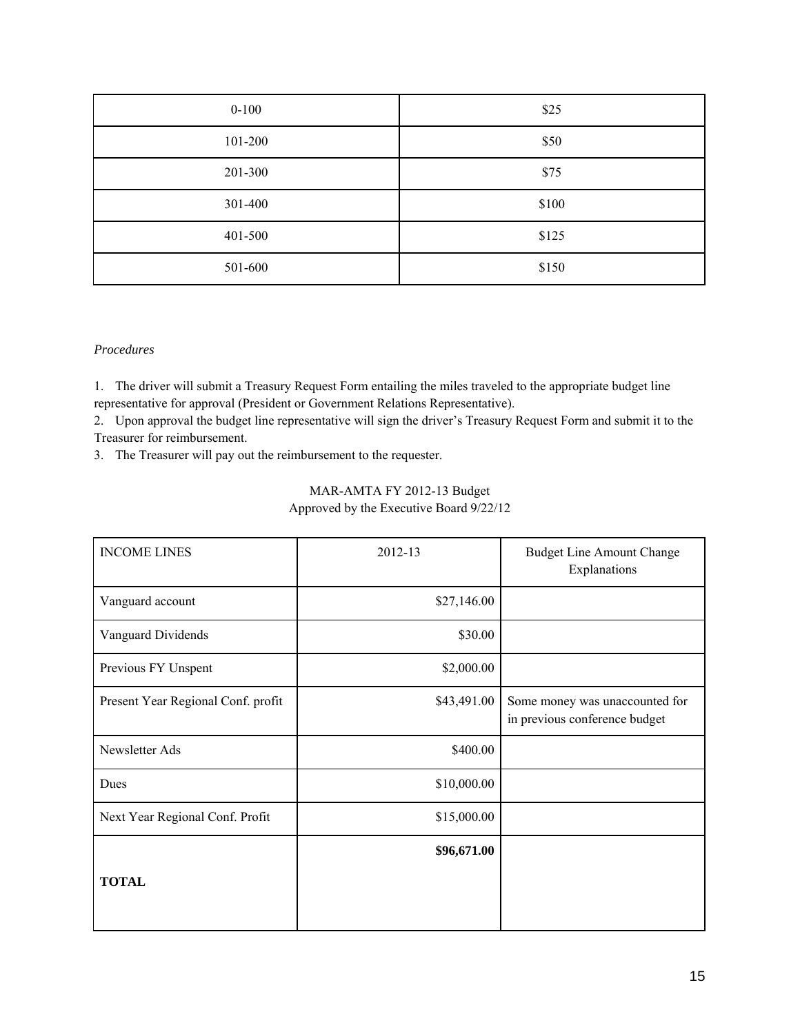| 0-100 | $25 |
|---|---|
| 101-200 | $50 |
| 201-300 | $75 |
| 301-400 | $100 |
| 401-500 | $125 |
| 501-600 | $150 |

*Procedures*

1. The driver will submit a Treasury Request Form entailing the miles traveled to the appropriate budget line representative for approval (President or Government Relations Representative).
2. Upon approval the budget line representative will sign the driver's Treasury Request Form and submit it to the Treasurer for reimbursement.
3. The Treasurer will pay out the reimbursement to the requester.

MAR-AMTA FY 2012-13 Budget
Approved by the Executive Board 9/22/12

| INCOME LINES | 2012-13 | Budget Line Amount Change Explanations |
|---|---|---|
| Vanguard account | $27,146.00 | |
| Vanguard Dividends | $30.00 | |
| Previous FY Unspent | $2,000.00 | |
| Present Year Regional Conf. profit | $43,491.00 | Some money was unaccounted for in previous conference budget |
| Newsletter Ads | $400.00 | |
| Dues | $10,000.00 | |
| Next Year Regional Conf. Profit | $15,000.00 | |
| **TOTAL** | **$96,671.00** | |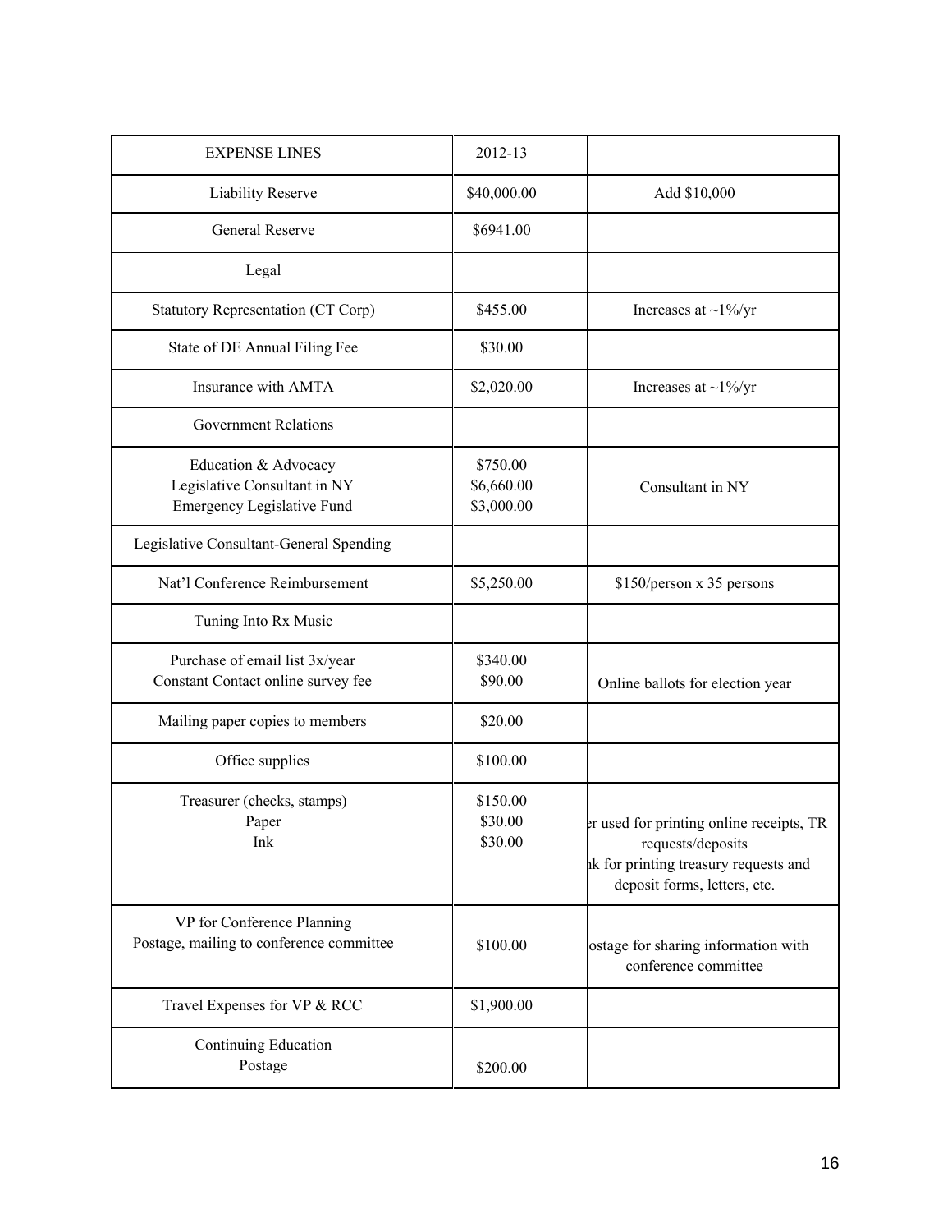| EXPENSE LINES | 2012-13 | |
|---|---|---|
| Liability Reserve | $40,000.00 | Add $10,000 |
| General Reserve | $6941.00 | |
| Legal | | |
| Statutory Representation (CT Corp) | $455.00 | Increases at ~1%/yr |
| State of DE Annual Filing Fee | $30.00 | |
| Insurance with AMTA | $2,020.00 | Increases at ~1%/yr |
| Government Relations | | |
| Education & Advocacy<br>Legislative Consultant in NY<br>Emergency Legislative Fund | $750.00<br>$6,660.00<br>$3,000.00 | Consultant in NY |
| Legislative Consultant-General Spending | | |
| Nat'l Conference Reimbursement | $5,250.00 | $150/person x 35 persons |
| Tuning Into Rx Music | | |
| Purchase of email list 3x/year<br>Constant Contact online survey fee | $340.00<br>$90.00 | Online ballots for election year |
| Mailing paper copies to members | $20.00 | |
| Office supplies | $100.00 | |
| Treasurer (checks, stamps)<br>Paper<br>Ink | $150.00<br>$30.00<br>$30.00 | er used for printing online receipts, TR requests/deposits<br>nk for printing treasury requests and deposit forms, letters, etc. |
| VP for Conference Planning<br>Postage, mailing to conference committee | $100.00 | ostage for sharing information with conference committee |
| Travel Expenses for VP & RCC | $1,900.00 | |
| Continuing Education<br>Postage | $200.00 | |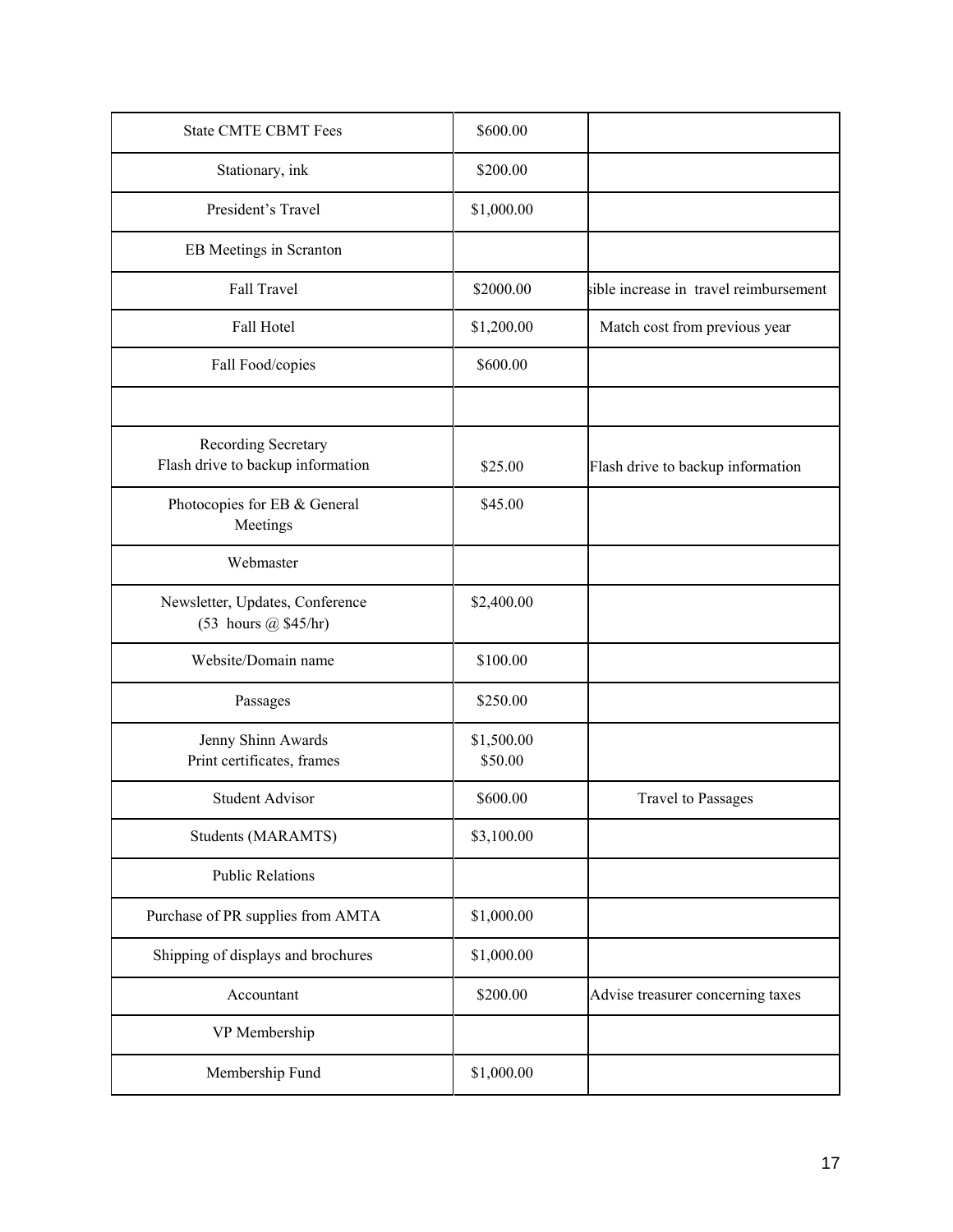| State CMTE CBMT Fees | \$600.00 | |
|---|---|---|
| Stationary, ink | \$200.00 | |
| President's Travel | \$1,000.00 | |
| EB Meetings in Scranton | | |
| Fall Travel | \$2000.00 | sible increase in travel reimbursement |
| Fall Hotel | \$1,200.00 | Match cost from previous year |
| Fall Food/copies | \$600.00 | |
| | | |
| Recording Secretary<br>Flash drive to backup information | \$25.00 | Flash drive to backup information |
| Photocopies for EB & General Meetings | \$45.00 | |
| Webmaster | | |
| Newsletter, Updates, Conference (53 hours @ \$45/hr) | \$2,400.00 | |
| Website/Domain name | \$100.00 | |
| Passages | \$250.00 | |
| Jenny Shinn Awards<br>Print certificates, frames | \$1,500.00<br>\$50.00 | |
| Student Advisor | \$600.00 | Travel to Passages |
| Students (MARAMTS) | \$3,100.00 | |
| Public Relations | | |
| Purchase of PR supplies from AMTA | \$1,000.00 | |
| Shipping of displays and brochures | \$1,000.00 | |
| Accountant | \$200.00 | Advise treasurer concerning taxes |
| VP Membership | | |
| Membership Fund | \$1,000.00 | |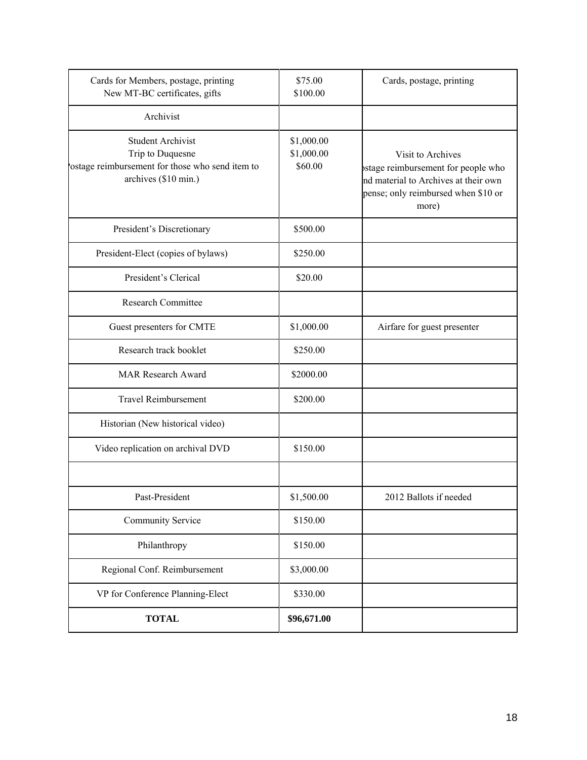| | | |
|---|---|---|
| Cards for Members, postage, printing<br>New MT-BC certificates, gifts | $75.00<br>$100.00 | Cards, postage, printing |
| Archivist | | |
| Student Archivist<br>Trip to Duquesne<br>Postage reimbursement for those who send item to archives ($10 min.) | $1,000.00<br>$1,000.00<br>$60.00 | Visit to Archives<br>Postage reimbursement for people who send material to Archives at their own expense; only reimbursed when $10 or more) |
| President's Discretionary | $500.00 | |
| President-Elect (copies of bylaws) | $250.00 | |
| President's Clerical | $20.00 | |
| Research Committee | | |
| Guest presenters for CMTE | $1,000.00 | Airfare for guest presenter |
| Research track booklet | $250.00 | |
| MAR Research Award | $2000.00 | |
| Travel Reimbursement | $200.00 | |
| Historian (New historical video) | | |
| Video replication on archival DVD | $150.00 | |
| | | |
| Past-President | $1,500.00 | 2012 Ballots if needed |
| Community Service | $150.00 | |
| Philanthropy | $150.00 | |
| Regional Conf. Reimbursement | $3,000.00 | |
| VP for Conference Planning-Elect | $330.00 | |
| **TOTAL** | **$96,671.00** | |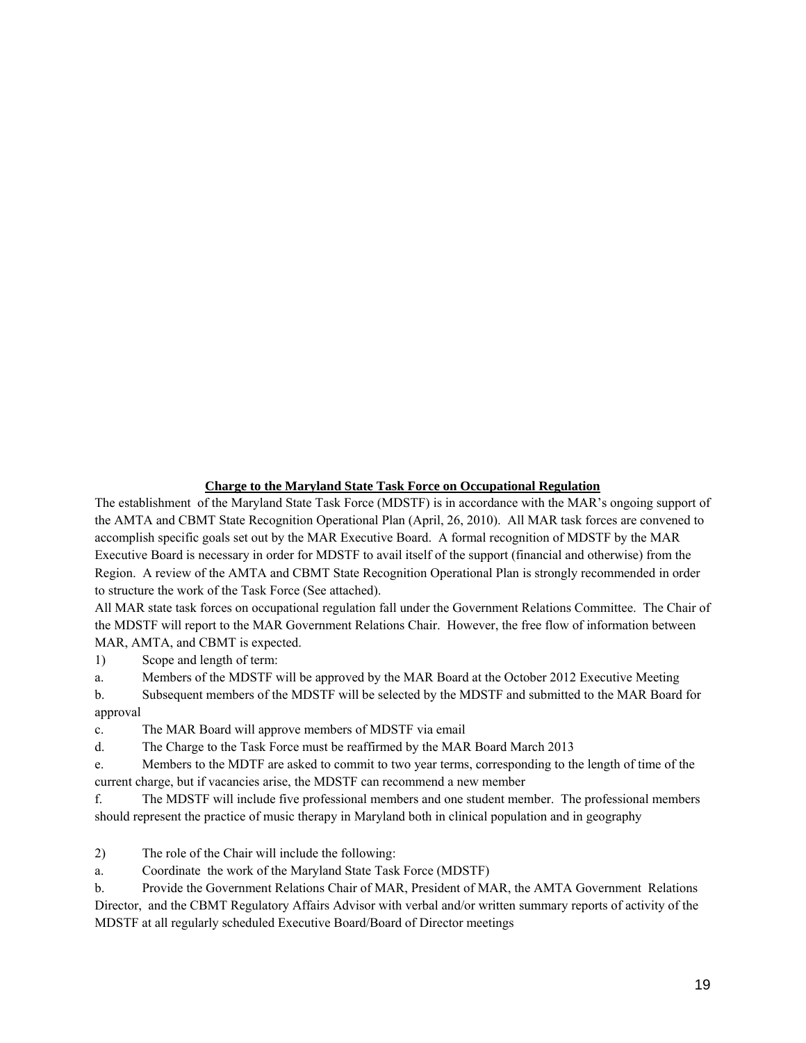**Charge to the Maryland State Task Force on Occupational Regulation**

The establishment of the Maryland State Task Force (MDSTF) is in accordance with the MAR's ongoing support of the AMTA and CBMT State Recognition Operational Plan (April, 26, 2010). All MAR task forces are convened to accomplish specific goals set out by the MAR Executive Board. A formal recognition of MDSTF by the MAR Executive Board is necessary in order for MDSTF to avail itself of the support (financial and otherwise) from the Region. A review of the AMTA and CBMT State Recognition Operational Plan is strongly recommended in order to structure the work of the Task Force (See attached).

All MAR state task forces on occupational regulation fall under the Government Relations Committee. The Chair of the MDSTF will report to the MAR Government Relations Chair. However, the free flow of information between MAR, AMTA, and CBMT is expected.

1) Scope and length of term:

a. Members of the MDSTF will be approved by the MAR Board at the October 2012 Executive Meeting

b. Subsequent members of the MDSTF will be selected by the MDSTF and submitted to the MAR Board for approval

c. The MAR Board will approve members of MDSTF via email

d. The Charge to the Task Force must be reaffirmed by the MAR Board March 2013

e. Members to the MDTF are asked to commit to two year terms, corresponding to the length of time of the current charge, but if vacancies arise, the MDSTF can recommend a new member

f. The MDSTF will include five professional members and one student member. The professional members should represent the practice of music therapy in Maryland both in clinical population and in geography

2) The role of the Chair will include the following:

a. Coordinate the work of the Maryland State Task Force (MDSTF)

b. Provide the Government Relations Chair of MAR, President of MAR, the AMTA Government Relations Director, and the CBMT Regulatory Affairs Advisor with verbal and/or written summary reports of activity of the MDSTF at all regularly scheduled Executive Board/Board of Director meetings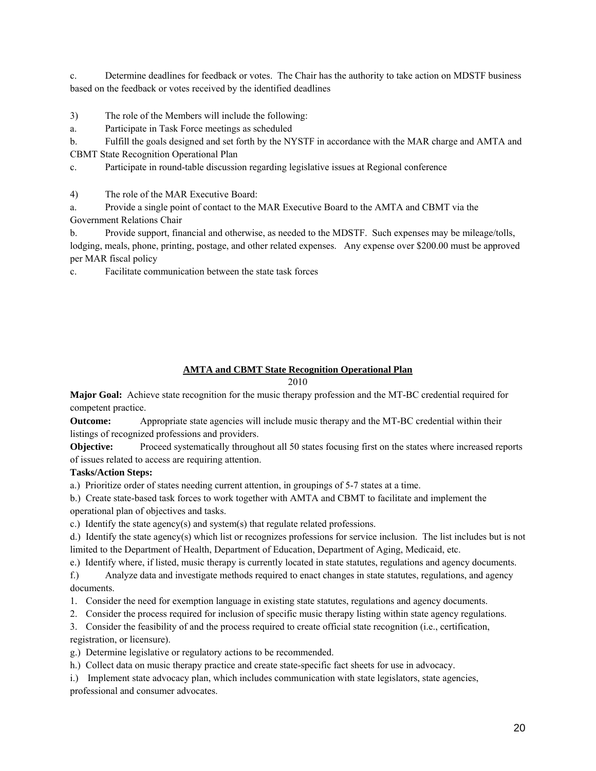c. Determine deadlines for feedback or votes. The Chair has the authority to take action on MDSTF business based on the feedback or votes received by the identified deadlines

3) The role of the Members will include the following:

a. Participate in Task Force meetings as scheduled

b. Fulfill the goals designed and set forth by the NYSTF in accordance with the MAR charge and AMTA and CBMT State Recognition Operational Plan

c. Participate in round-table discussion regarding legislative issues at Regional conference

4) The role of the MAR Executive Board:

a. Provide a single point of contact to the MAR Executive Board to the AMTA and CBMT via the Government Relations Chair

b. Provide support, financial and otherwise, as needed to the MDSTF. Such expenses may be mileage/tolls, lodging, meals, phone, printing, postage, and other related expenses. Any expense over $200.00 must be approved per MAR fiscal policy

c. Facilitate communication between the state task forces

## AMTA and CBMT State Recognition Operational Plan

2010

**Major Goal:** Achieve state recognition for the music therapy profession and the MT-BC credential required for competent practice.

**Outcome:** Appropriate state agencies will include music therapy and the MT-BC credential within their listings of recognized professions and providers.

**Objective:** Proceed systematically throughout all 50 states focusing first on the states where increased reports of issues related to access are requiring attention.

**Tasks/Action Steps:**

a.) Prioritize order of states needing current attention, in groupings of 5-7 states at a time.

b.) Create state-based task forces to work together with AMTA and CBMT to facilitate and implement the operational plan of objectives and tasks.

c.) Identify the state agency(s) and system(s) that regulate related professions.

d.) Identify the state agency(s) which list or recognizes professions for service inclusion. The list includes but is not limited to the Department of Health, Department of Education, Department of Aging, Medicaid, etc.

e.) Identify where, if listed, music therapy is currently located in state statutes, regulations and agency documents.

f.) Analyze data and investigate methods required to enact changes in state statutes, regulations, and agency documents.

1. Consider the need for exemption language in existing state statutes, regulations and agency documents.
2. Consider the process required for inclusion of specific music therapy listing within state agency regulations.
3. Consider the feasibility of and the process required to create official state recognition (i.e., certification, registration, or licensure).

g.) Determine legislative or regulatory actions to be recommended.

h.) Collect data on music therapy practice and create state-specific fact sheets for use in advocacy.

i.) Implement state advocacy plan, which includes communication with state legislators, state agencies, professional and consumer advocates.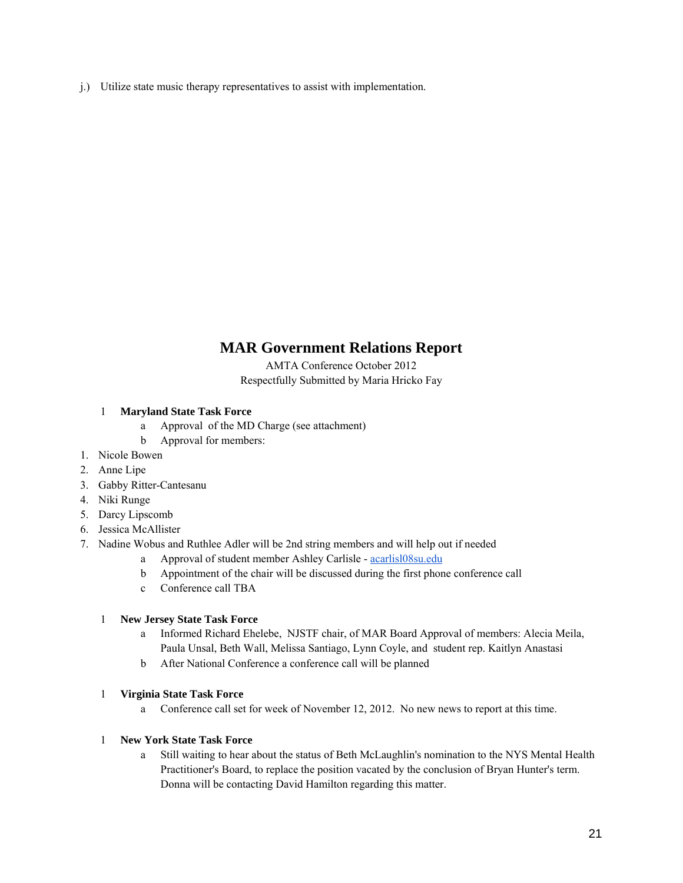j.) Utilize state music therapy representatives to assist with implementation.

# MAR Government Relations Report

AMTA Conference October 2012

Respectfully Submitted by Maria Hricko Fay

1 **Maryland State Task Force**

- a Approval of the MD Charge (see attachment)
- b Approval for members:

1. Nicole Bowen
2. Anne Lipe
3. Gabby Ritter-Cantesanu
4. Niki Runge
5. Darcy Lipscomb
6. Jessica McAllister
7. Nadine Wobus and Ruthlee Adler will be 2nd string members and will help out if needed

- a Approval of student member Ashley Carlisle - acarlisl08su.edu
- b Appointment of the chair will be discussed during the first phone conference call
- c Conference call TBA

1 **New Jersey State Task Force**

- a Informed Richard Ehelebe, NJSTF chair, of MAR Board Approval of members: Alecia Meila, Paula Unsal, Beth Wall, Melissa Santiago, Lynn Coyle, and student rep. Kaitlyn Anastasi
- b After National Conference a conference call will be planned

1 **Virginia State Task Force**

- a Conference call set for week of November 12, 2012. No new news to report at this time.

1 **New York State Task Force**

- a Still waiting to hear about the status of Beth McLaughlin's nomination to the NYS Mental Health Practitioner's Board, to replace the position vacated by the conclusion of Bryan Hunter's term. Donna will be contacting David Hamilton regarding this matter.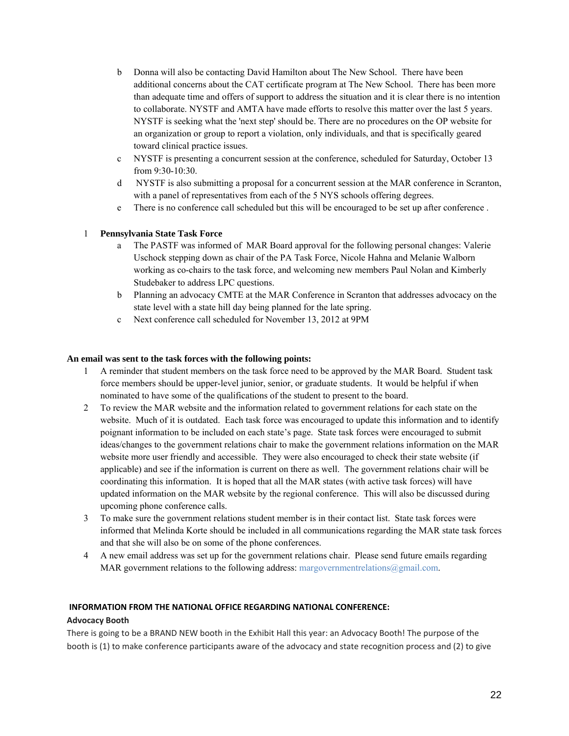b. Donna will also be contacting David Hamilton about The New School. There have been additional concerns about the CAT certificate program at The New School. There has been more than adequate time and offers of support to address the situation and it is clear there is no intention to collaborate. NYSTF and AMTA have made efforts to resolve this matter over the last 5 years. NYSTF is seeking what the 'next step' should be. There are no procedures on the OP website for an organization or group to report a violation, only individuals, and that is specifically geared toward clinical practice issues.
   c. NYSTF is presenting a concurrent session at the conference, scheduled for Saturday, October 13 from 9:30-10:30.
   d. NYSTF is also submitting a proposal for a concurrent session at the MAR conference in Scranton, with a panel of representatives from each of the 5 NYS schools offering degrees.
   e. There is no conference call scheduled but this will be encouraged to be set up after conference .

1. **Pennsylvania State Task Force**
   a. The PASTF was informed of MAR Board approval for the following personal changes: Valerie Uschock stepping down as chair of the PA Task Force, Nicole Hahna and Melanie Walborn working as co-chairs to the task force, and welcoming new members Paul Nolan and Kimberly Studebaker to address LPC questions.
   b. Planning an advocacy CMTE at the MAR Conference in Scranton that addresses advocacy on the state level with a state hill day being planned for the late spring.
   c. Next conference call scheduled for November 13, 2012 at 9PM

**An email was sent to the task forces with the following points:**

1. A reminder that student members on the task force need to be approved by the MAR Board. Student task force members should be upper-level junior, senior, or graduate students. It would be helpful if when nominated to have some of the qualifications of the student to present to the board.
2. To review the MAR website and the information related to government relations for each state on the website. Much of it is outdated. Each task force was encouraged to update this information and to identify poignant information to be included on each state's page. State task forces were encouraged to submit ideas/changes to the government relations chair to make the government relations information on the MAR website more user friendly and accessible. They were also encouraged to check their state website (if applicable) and see if the information is current on there as well. The government relations chair will be coordinating this information. It is hoped that all the MAR states (with active task forces) will have updated information on the MAR website by the regional conference. This will also be discussed during upcoming phone conference calls.
3. To make sure the government relations student member is in their contact list. State task forces were informed that Melinda Korte should be included in all communications regarding the MAR state task forces and that she will also be on some of the phone conferences.
4. A new email address was set up for the government relations chair. Please send future emails regarding MAR government relations to the following address: margovernmentrelations@gmail.com.

**INFORMATION FROM THE NATIONAL OFFICE REGARDING NATIONAL CONFERENCE:**

**Advocacy Booth**

There is going to be a BRAND NEW booth in the Exhibit Hall this year: an Advocacy Booth! The purpose of the booth is (1) to make conference participants aware of the advocacy and state recognition process and (2) to give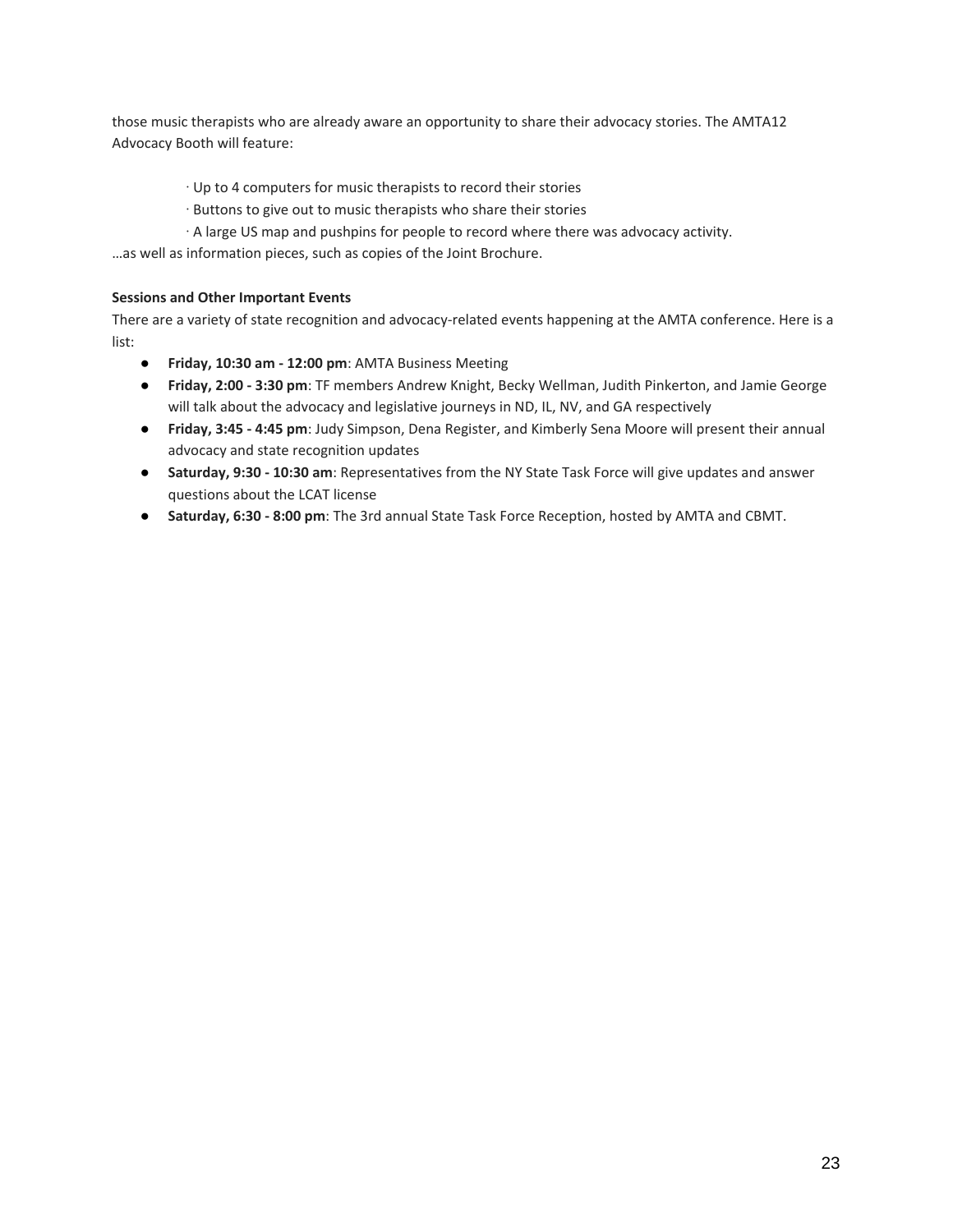those music therapists who are already aware an opportunity to share their advocacy stories. The AMTA12 Advocacy Booth will feature:

- Up to 4 computers for music therapists to record their stories
- Buttons to give out to music therapists who share their stories
- A large US map and pushpins for people to record where there was advocacy activity.

…as well as information pieces, such as copies of the Joint Brochure.

**Sessions and Other Important Events**

There are a variety of state recognition and advocacy-related events happening at the AMTA conference. Here is a list:

- **Friday, 10:30 am - 12:00 pm**: AMTA Business Meeting
- **Friday, 2:00 - 3:30 pm**: TF members Andrew Knight, Becky Wellman, Judith Pinkerton, and Jamie George will talk about the advocacy and legislative journeys in ND, IL, NV, and GA respectively
- **Friday, 3:45 - 4:45 pm**: Judy Simpson, Dena Register, and Kimberly Sena Moore will present their annual advocacy and state recognition updates
- **Saturday, 9:30 - 10:30 am**: Representatives from the NY State Task Force will give updates and answer questions about the LCAT license
- **Saturday, 6:30 - 8:00 pm**: The 3rd annual State Task Force Reception, hosted by AMTA and CBMT.